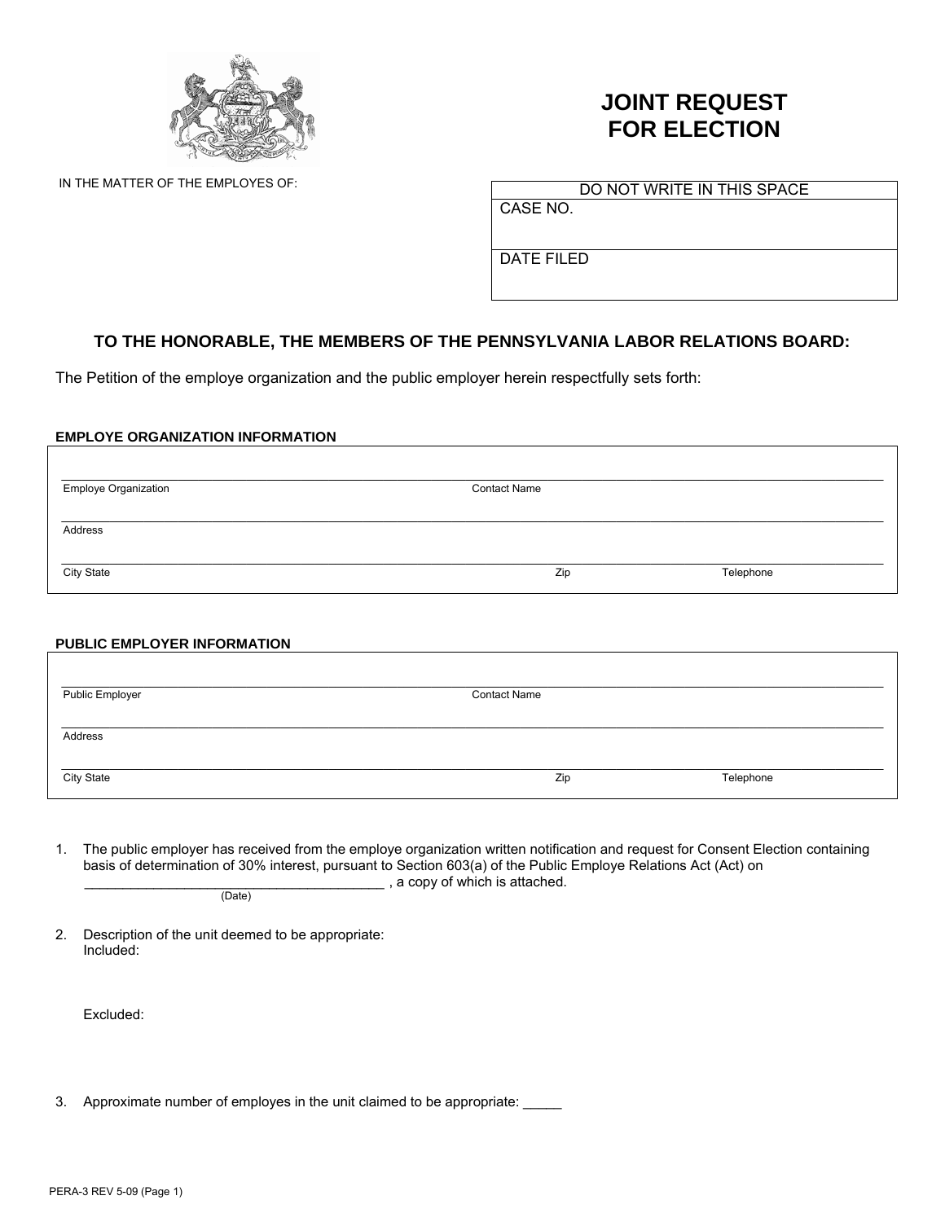# JOINT REQUEST FOR ELECTION

IN THE MATTER OF THE EMPLOYES OF:

| DO NOT WRITE IN THIS SPACE |
| --- |
| CASE NO. |
| DATE FILED |

### TO THE HONORABLE, THE MEMBERS OF THE PENNSYLVANIA LABOR RELATIONS BOARD:

The Petition of the employe organization and the public employer herein respectfully sets forth:

**EMPLOYE ORGANIZATION INFORMATION**

Employe Organization _______________ Contact Name _______________

Address _______________

City State _______________ Zip _______________ Telephone _______________

**PUBLIC EMPLOYER INFORMATION**

Public Employer _______________ Contact Name _______________

Address _______________

City State _______________ Zip _______________ Telephone _______________

1. The public employer has received from the employe organization written notification and request for Consent Election containing basis of determination of 30% interest, pursuant to Section 603(a) of the Public Employe Relations Act (Act) on _______________________________________ (Date), a copy of which is attached.

2. Description of the unit deemed to be appropriate:
   Included:

   Excluded:

3. Approximate number of employes in the unit claimed to be appropriate: _____

PERA-3 REV 5-09 (Page 1)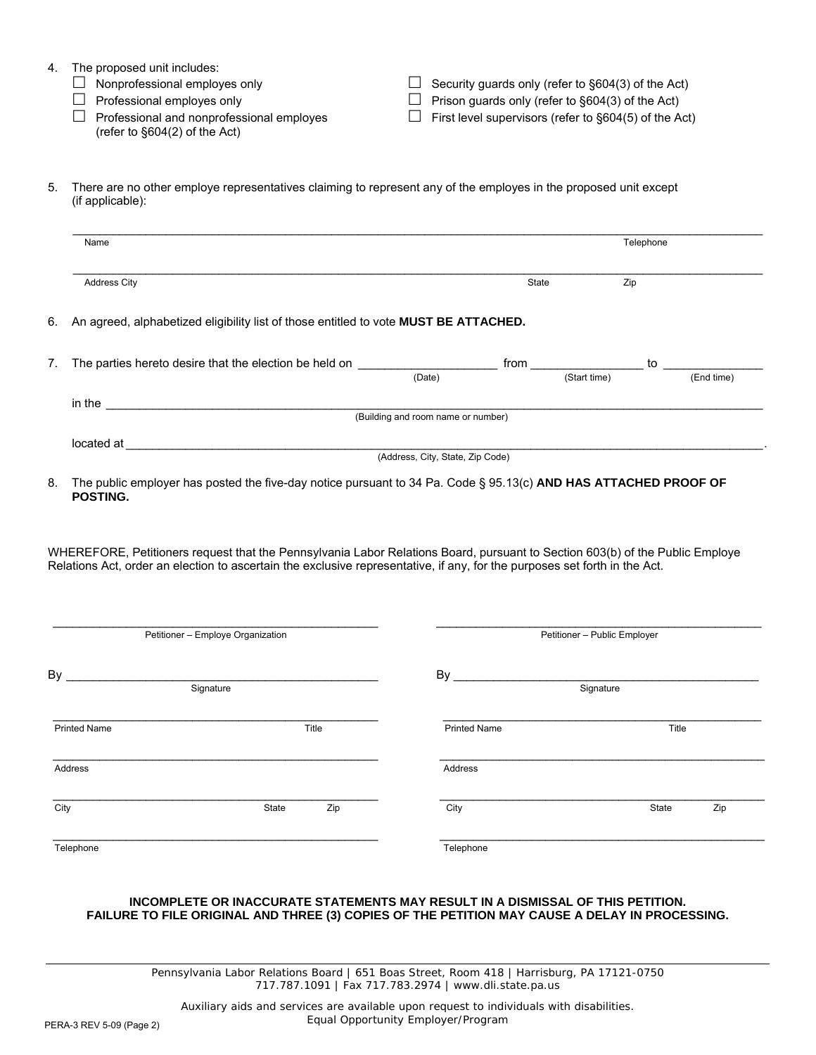4. The proposed unit includes:

   ☐ Nonprofessional employes only

   ☐ Professional employes only

   ☐ Professional and nonprofessional employes (refer to §604(2) of the Act)

   ☐ Security guards only (refer to §604(3) of the Act)

   ☐ Prison guards only (refer to §604(3) of the Act)

   ☐ First level supervisors (refer to §604(5) of the Act)

5. There are no other employe representatives claiming to represent any of the employes in the proposed unit except (if applicable):

   ___________________________________________________________________

   Name Telephone

   ___________________________________________________________________

   Address City State Zip

6. An agreed, alphabetized eligibility list of those entitled to vote **MUST BE ATTACHED.**

7. The parties hereto desire that the election be held on ____________________ from ________________ to ______________

   (Date) (Start time) (End time)

   in the ___________________________________________________________________

   (Building and room name or number)

   located at ___________________________________________________________________.

   (Address, City, State, Zip Code)

8. The public employer has posted the five-day notice pursuant to 34 Pa. Code § 95.13(c) **AND HAS ATTACHED PROOF OF POSTING.**

WHEREFORE, Petitioners request that the Pennsylvania Labor Relations Board, pursuant to Section 603(b) of the Public Employe Relations Act, order an election to ascertain the exclusive representative, if any, for the purposes set forth in the Act.

| | |
|---|---|
| ______________________________ | ______________________________ |
| Petitioner – Employe Organization | Petitioner – Public Employer |
| By ______________________________ | By ______________________________ |
| Signature | Signature |
| ______________________________ | ______________________________ |
| Printed Name Title | Printed Name Title |
| ______________________________ | ______________________________ |
| Address | Address |
| ______________________________ | ______________________________ |
| City State Zip | City State Zip |
| ______________________________ | ______________________________ |
| Telephone | Telephone |

**INCOMPLETE OR INACCURATE STATEMENTS MAY RESULT IN A DISMISSAL OF THIS PETITION.**
**FAILURE TO FILE ORIGINAL AND THREE (3) COPIES OF THE PETITION MAY CAUSE A DELAY IN PROCESSING.**

Pennsylvania Labor Relations Board | 651 Boas Street, Room 418 | Harrisburg, PA 17121-0750
717.787.1091 | Fax 717.783.2974 | www.dli.state.pa.us

Auxiliary aids and services are available upon request to individuals with disabilities.
Equal Opportunity Employer/Program

PERA-3 REV 5-09 (Page 2)